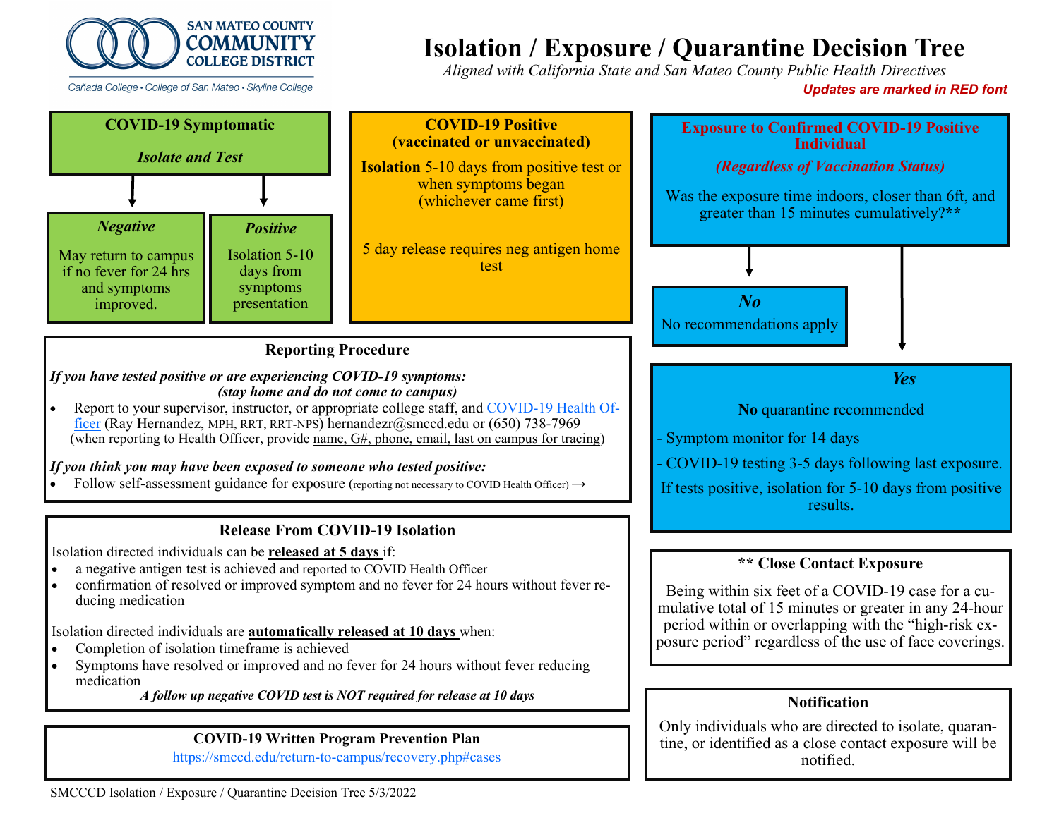SAN MATEO COUNTY COMMUNITY COLLEGE DISTRICT

Cañada College • College of San Mateo • Skyline College

# Isolation / Exposure / Quarantine Decision Tree

*Aligned with California State and San Mateo County Public Health Directives*

*Updates are marked in RED font*

## COVID-19 Symptomatic

***Isolate and Test***

### *Negative*

May return to campus if no fever for 24 hrs and symptoms improved.

### *Positive*

Isolation 5-10 days from symptoms presentation

## COVID-19 Positive (vaccinated or unvaccinated)

**Isolation** 5-10 days from positive test or when symptoms began (whichever came first)

5 day release requires neg antigen home test

## Exposure to Confirmed COVID-19 Positive Individual

***(Regardless of Vaccination Status)***

Was the exposure time indoors, closer than 6ft, and greater than 15 minutes cumulatively?**

### *No*

No recommendations apply

### *Yes*

**No** quarantine recommended

- Symptom monitor for 14 days
- COVID-19 testing 3-5 days following last exposure.

If tests positive, isolation for 5-10 days from positive results.

## Reporting Procedure

***If you have tested positive or are experiencing COVID-19 symptoms: (stay home and do not come to campus)***

- Report to your supervisor, instructor, or appropriate college staff, and COVID-19 Health Officer (Ray Hernandez, MPH, RRT, RRT-NPS) hernandezr@smccd.edu or (650) 738-7969 (when reporting to Health Officer, provide name, G#, phone, email, last on campus for tracing)

***If you think you may have been exposed to someone who tested positive:***

- Follow self-assessment guidance for exposure (reporting not necessary to COVID Health Officer) →

## ** Close Contact Exposure

Being within six feet of a COVID-19 case for a cumulative total of 15 minutes or greater in any 24-hour period within or overlapping with the "high-risk exposure period" regardless of the use of face coverings.

## Release From COVID-19 Isolation

Isolation directed individuals can be **released at 5 days** if:

- a negative antigen test is achieved and reported to COVID Health Officer
- confirmation of resolved or improved symptom and no fever for 24 hours without fever reducing medication

Isolation directed individuals are **automatically released at 10 days** when:

- Completion of isolation timeframe is achieved
- Symptoms have resolved or improved and no fever for 24 hours without fever reducing medication

***A follow up negative COVID test is NOT required for release at 10 days***

## Notification

Only individuals who are directed to isolate, quarantine, or identified as a close contact exposure will be notified.

## COVID-19 Written Program Prevention Plan

https://smccd.edu/return-to-campus/recovery.php#cases

SMCCCD Isolation / Exposure / Quarantine Decision Tree 5/3/2022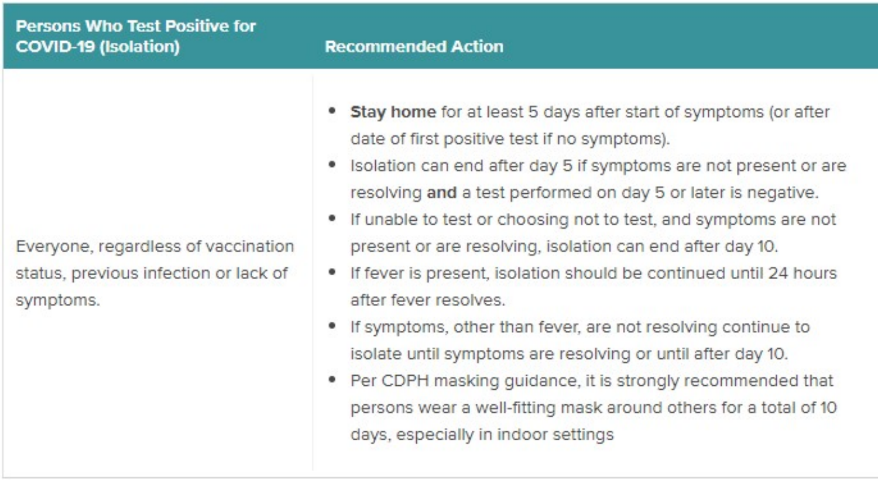| Persons Who Test Positive for COVID-19 (Isolation) | Recommended Action |
| --- | --- |
| Everyone, regardless of vaccination status, previous infection or lack of symptoms. | • **Stay home** for at least 5 days after start of symptoms (or after date of first positive test if no symptoms).<br>• Isolation can end after day 5 if symptoms are not present or are resolving **and** a test performed on day 5 or later is negative.<br>• If unable to test or choosing not to test, and symptoms are not present or are resolving, isolation can end after day 10.<br>• If fever is present, isolation should be continued until 24 hours after fever resolves.<br>• If symptoms, other than fever, are not resolving continue to isolate until symptoms are resolving or until after day 10.<br>• Per CDPH masking guidance, it is strongly recommended that persons wear a well-fitting mask around others for a total of 10 days, especially in indoor settings |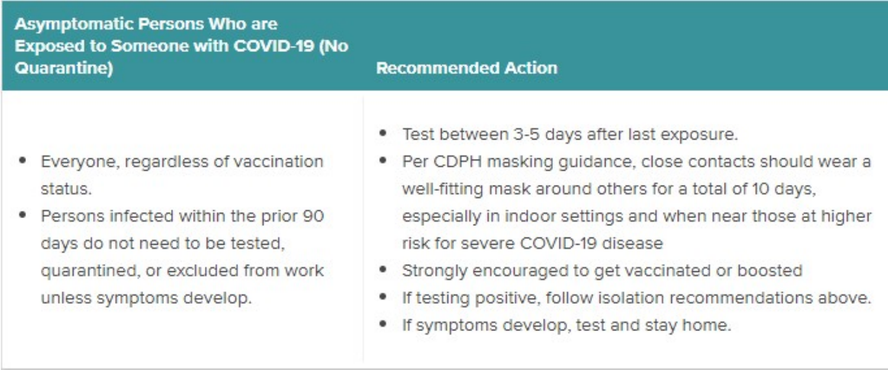| Asymptomatic Persons Who are Exposed to Someone with COVID-19 (No Quarantine) | Recommended Action |
| --- | --- |
| • Everyone, regardless of vaccination status.<br>• Persons infected within the prior 90 days do not need to be tested, quarantined, or excluded from work unless symptoms develop. | • Test between 3-5 days after last exposure.<br>• Per CDPH masking guidance, close contacts should wear a well-fitting mask around others for a total of 10 days, especially in indoor settings and when near those at higher risk for severe COVID-19 disease<br>• Strongly encouraged to get vaccinated or boosted<br>• If testing positive, follow isolation recommendations above.<br>• If symptoms develop, test and stay home. |